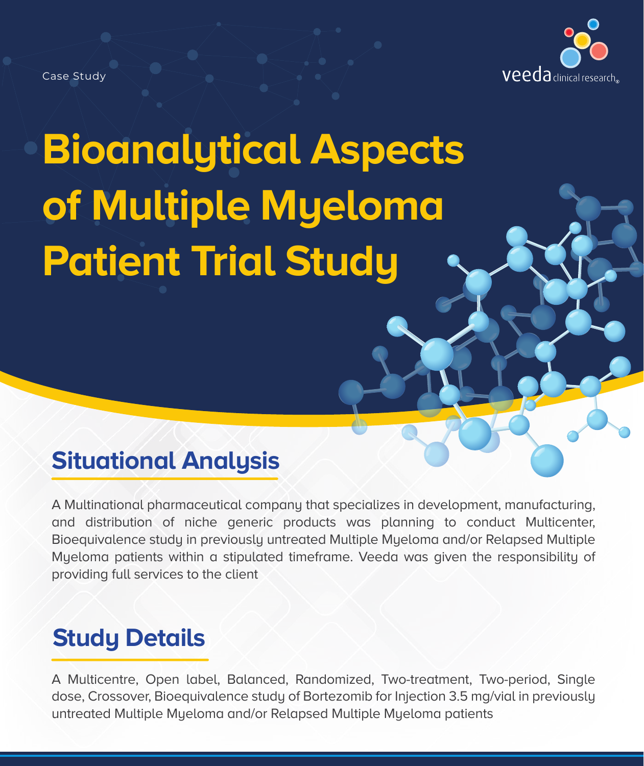Case Study

veeda clinical research

# Bioanalytical Aspects of Multiple Myeloma Patient Trial Study

## Situational Analysis

A Multinational pharmaceutical company that specializes in development, manufacturing, and distribution of niche generic products was planning to conduct Multicenter, Bioequivalence study in previously untreated Multiple Myeloma and/or Relapsed Multiple Myeloma patients within a stipulated timeframe. Veeda was given the responsibility of providing full services to the client

## Study Details

A Multicentre, Open label, Balanced, Randomized, Two-treatment, Two-period, Single dose, Crossover, Bioequivalence study of Bortezomib for Injection 3.5 mg/vial in previously untreated Multiple Myeloma and/or Relapsed Multiple Myeloma patients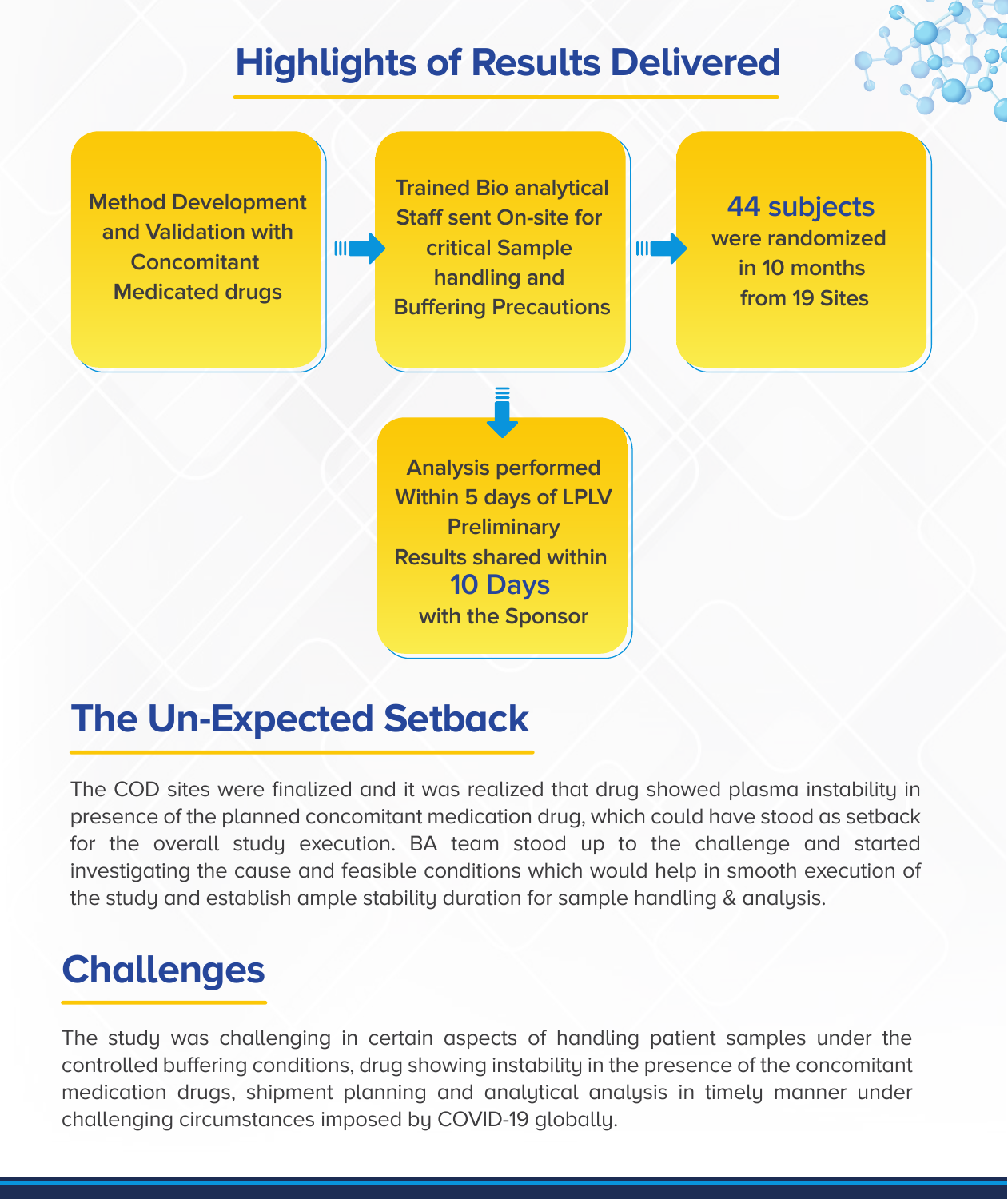## Highlights of Results Delivered

Method Development and Validation with Concomitant Medicated drugs

Trained Bio analytical Staff sent On-site for critical Sample handling and Buffering Precautions

**44 subjects** were randomized in 10 months from 19 Sites

Analysis performed Within 5 days of LPLV Preliminary Results shared within **10 Days** with the Sponsor

## The Un-Expected Setback

The COD sites were finalized and it was realized that drug showed plasma instability in presence of the planned concomitant medication drug, which could have stood as setback for the overall study execution. BA team stood up to the challenge and started investigating the cause and feasible conditions which would help in smooth execution of the study and establish ample stability duration for sample handling & analysis.

## Challenges

The study was challenging in certain aspects of handling patient samples under the controlled buffering conditions, drug showing instability in the presence of the concomitant medication drugs, shipment planning and analytical analysis in timely manner under challenging circumstances imposed by COVID-19 globally.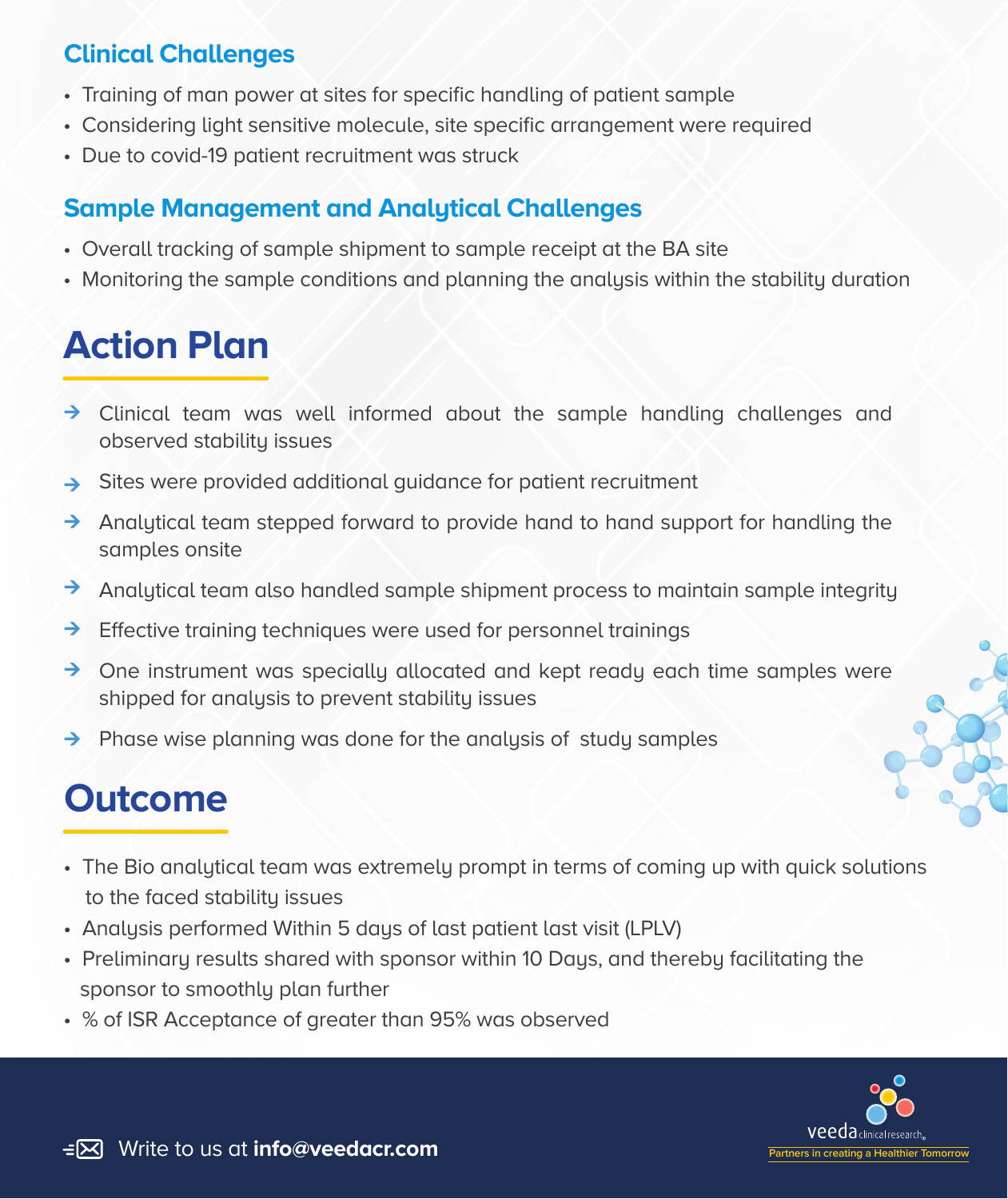### Clinical Challenges

- Training of man power at sites for specific handling of patient sample
- Considering light sensitive molecule, site specific arrangement were required
- Due to covid-19 patient recruitment was struck

### Sample Management and Analytical Challenges

- Overall tracking of sample shipment to sample receipt at the BA site
- Monitoring the sample conditions and planning the analysis within the stability duration

## Action Plan

- Clinical team was well informed about the sample handling challenges and observed stability issues
- Sites were provided additional guidance for patient recruitment
- Analytical team stepped forward to provide hand to hand support for handling the samples onsite
- Analytical team also handled sample shipment process to maintain sample integrity
- Effective training techniques were used for personnel trainings
- One instrument was specially allocated and kept ready each time samples were shipped for analysis to prevent stability issues
- Phase wise planning was done for the analysis of study samples

## Outcome

- The Bio analytical team was extremely prompt in terms of coming up with quick solutions to the faced stability issues
- Analysis performed Within 5 days of last patient last visit (LPLV)
- Preliminary results shared with sponsor within 10 Days, and thereby facilitating the sponsor to smoothly plan further
- % of ISR Acceptance of greater than 95% was observed

Write to us at **info@veedacr.com**

veeda clinical research

Partners in creating a Healthier Tomorrow